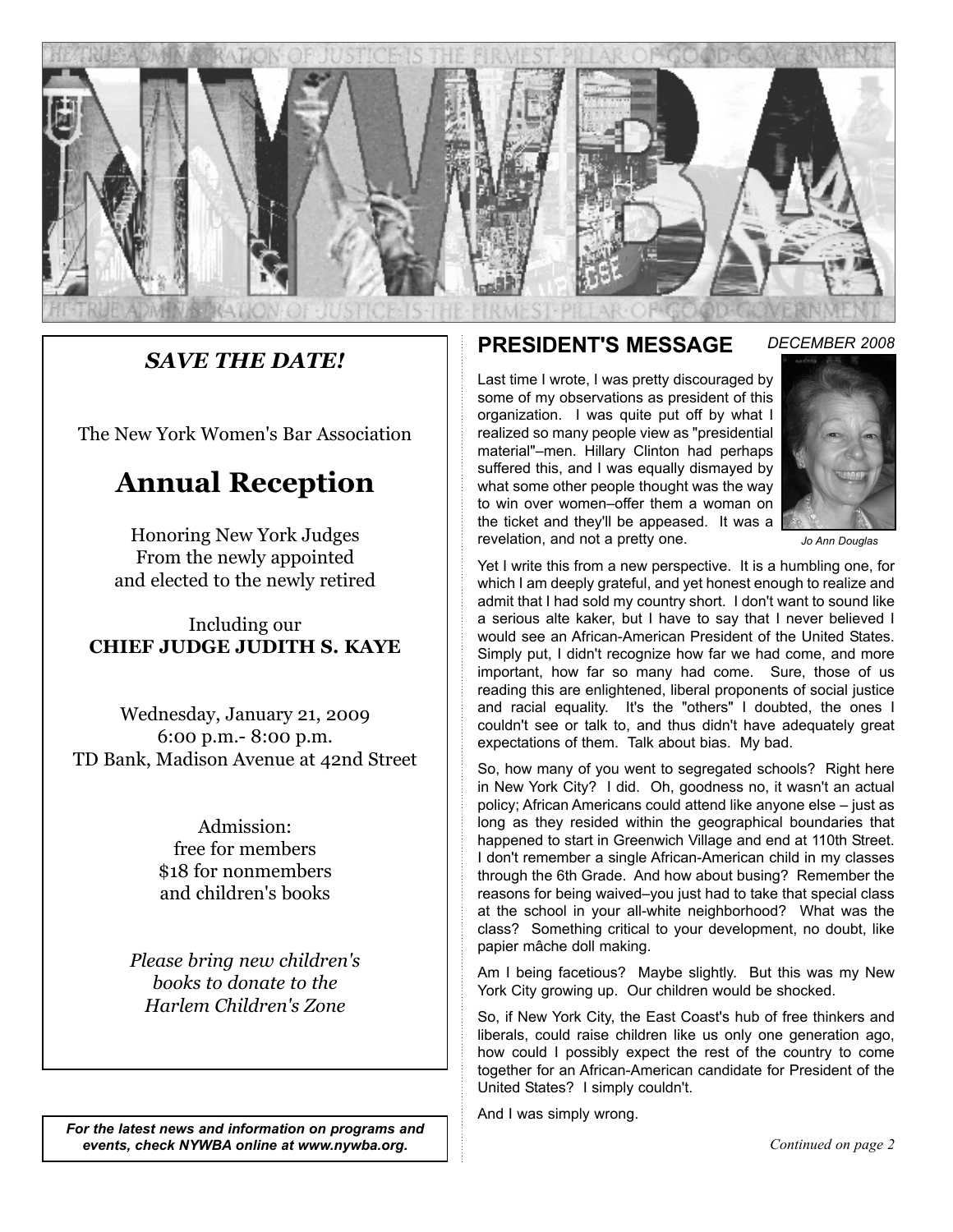# NYWBA

THE TRUE ADMINISTRATION OF JUSTICE IS THE FIRMEST PILLAR OF GOOD GOVERNMENT

*SAVE THE DATE!*

The New York Women's Bar Association

## Annual Reception

Honoring New York Judges
From the newly appointed
and elected to the newly retired

Including our
**CHIEF JUDGE JUDITH S. KAYE**

Wednesday, January 21, 2009
6:00 p.m.- 8:00 p.m.
TD Bank, Madison Avenue at 42nd Street

Admission:
free for members
$18 for nonmembers
and children's books

*Please bring new children's books to donate to the Harlem Children's Zone*

***For the latest news and information on programs and events, check NYWBA online at www.nywba.org.***

## PRESIDENT'S MESSAGE

*DECEMBER 2008*

*Jo Ann Douglas*

Last time I wrote, I was pretty discouraged by some of my observations as president of this organization. I was quite put off by what I realized so many people view as "presidential material"–men. Hillary Clinton had perhaps suffered this, and I was equally dismayed by what some other people thought was the way to win over women–offer them a woman on the ticket and they'll be appeased. It was a revelation, and not a pretty one.

Yet I write this from a new perspective. It is a humbling one, for which I am deeply grateful, and yet honest enough to realize and admit that I had sold my country short. I don't want to sound like a serious alte kaker, but I have to say that I never believed I would see an African-American President of the United States. Simply put, I didn't recognize how far we had come, and more important, how far so many had come. Sure, those of us reading this are enlightened, liberal proponents of social justice and racial equality. It's the "others" I doubted, the ones I couldn't see or talk to, and thus didn't have adequately great expectations of them. Talk about bias. My bad.

So, how many of you went to segregated schools? Right here in New York City? I did. Oh, goodness no, it wasn't an actual policy; African Americans could attend like anyone else – just as long as they resided within the geographical boundaries that happened to start in Greenwich Village and end at 110th Street. I don't remember a single African-American child in my classes through the 6th Grade. And how about busing? Remember the reasons for being waived–you just had to take that special class at the school in your all-white neighborhood? What was the class? Something critical to your development, no doubt, like papier mâche doll making.

Am I being facetious? Maybe slightly. But this was my New York City growing up. Our children would be shocked.

So, if New York City, the East Coast's hub of free thinkers and liberals, could raise children like us only one generation ago, how could I possibly expect the rest of the country to come together for an African-American candidate for President of the United States? I simply couldn't.

And I was simply wrong.

*Continued on page 2*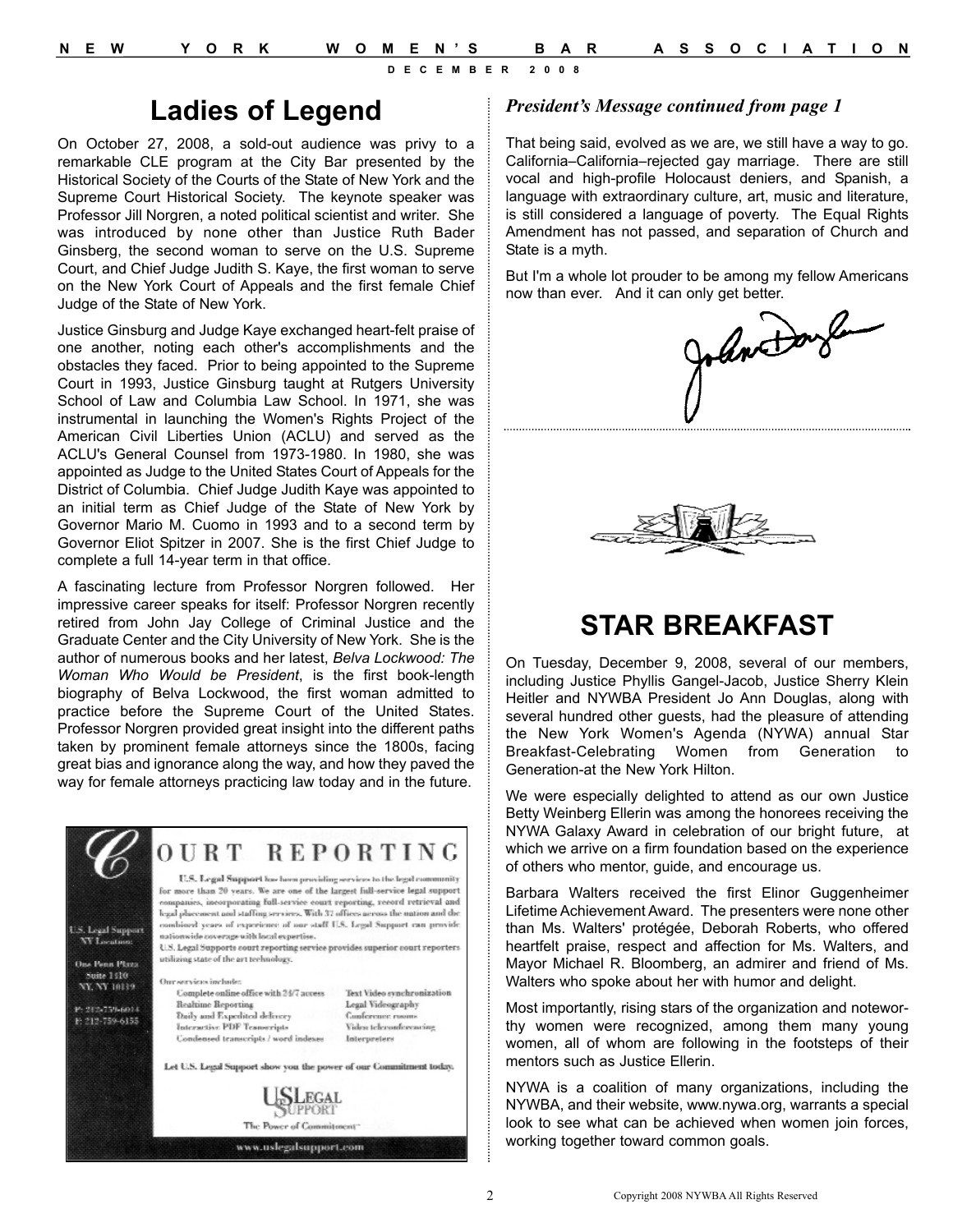# Ladies of Legend

On October 27, 2008, a sold-out audience was privy to a remarkable CLE program at the City Bar presented by the Historical Society of the Courts of the State of New York and the Supreme Court Historical Society. The keynote speaker was Professor Jill Norgren, a noted political scientist and writer. She was introduced by none other than Justice Ruth Bader Ginsberg, the second woman to serve on the U.S. Supreme Court, and Chief Judge Judith S. Kaye, the first woman to serve on the New York Court of Appeals and the first female Chief Judge of the State of New York.

Justice Ginsburg and Judge Kaye exchanged heart-felt praise of one another, noting each other's accomplishments and the obstacles they faced. Prior to being appointed to the Supreme Court in 1993, Justice Ginsburg taught at Rutgers University School of Law and Columbia Law School. In 1971, she was instrumental in launching the Women's Rights Project of the American Civil Liberties Union (ACLU) and served as the ACLU's General Counsel from 1973-1980. In 1980, she was appointed as Judge to the United States Court of Appeals for the District of Columbia. Chief Judge Judith Kaye was appointed to an initial term as Chief Judge of the State of New York by Governor Mario M. Cuomo in 1993 and to a second term by Governor Eliot Spitzer in 2007. She is the first Chief Judge to complete a full 14-year term in that office.

A fascinating lecture from Professor Norgren followed. Her impressive career speaks for itself: Professor Norgren recently retired from John Jay College of Criminal Justice and the Graduate Center and the City University of New York. She is the author of numerous books and her latest, *Belva Lockwood: The Woman Who Would be President*, is the first book-length biography of Belva Lockwood, the first woman admitted to practice before the Supreme Court of the United States. Professor Norgren provided great insight into the different paths taken by prominent female attorneys since the 1800s, facing great bias and ignorance along the way, and how they paved the way for female attorneys practicing law today and in the future.

## COURT REPORTING

U.S. Legal Support has been providing services to the legal community for more than 20 years. We are one of the largest full-service legal support companies, incorporating full-service court reporting, record retrieval and legal placement and staffing services. With 37 offices across the nation and the combined years of experience of our staff U.S. Legal Support can provide nationwide coverage with local expertise.

U.S. Legal Supports court reporting service provides superior court reporters utilizing state of the art technology.

U.S. Legal Support NY Location: One Penn Plaza Suite 1410 NY, NY 10119
P: 212-759-6014
F: 212-759-6155

Our services include:

- Complete online office with 24/7 access
- Realtime Reporting
- Daily and Expedited delivery
- Interactive PDF Transcripts
- Condensed transcripts / word indexes
- Text Video synchronization
- Legal Videography
- Conference rooms
- Video teleconferencing
- Interpreters

Let U.S. Legal Support show you the power of our Commitment today.

US Legal Support — The Power of Commitment™

www.uslegalsupport.com

*President's Message continued from page 1*

That being said, evolved as we are, we still have a way to go. California–California–rejected gay marriage. There are still vocal and high-profile Holocaust deniers, and Spanish, a language with extraordinary culture, art, music and literature, is still considered a language of poverty. The Equal Rights Amendment has not passed, and separation of Church and State is a myth.

But I'm a whole lot prouder to be among my fellow Americans now than ever. And it can only get better.

# STAR BREAKFAST

On Tuesday, December 9, 2008, several of our members, including Justice Phyllis Gangel-Jacob, Justice Sherry Klein Heitler and NYWBA President Jo Ann Douglas, along with several hundred other guests, had the pleasure of attending the New York Women's Agenda (NYWA) annual Star Breakfast-Celebrating Women from Generation to Generation-at the New York Hilton.

We were especially delighted to attend as our own Justice Betty Weinberg Ellerin was among the honorees receiving the NYWA Galaxy Award in celebration of our bright future, at which we arrive on a firm foundation based on the experience of others who mentor, guide, and encourage us.

Barbara Walters received the first Elinor Guggenheimer Lifetime Achievement Award. The presenters were none other than Ms. Walters' protégée, Deborah Roberts, who offered heartfelt praise, respect and affection for Ms. Walters, and Mayor Michael R. Bloomberg, an admirer and friend of Ms. Walters who spoke about her with humor and delight.

Most importantly, rising stars of the organization and noteworthy women were recognized, among them many young women, all of whom are following in the footsteps of their mentors such as Justice Ellerin.

NYWA is a coalition of many organizations, including the NYWBA, and their website, www.nywa.org, warrants a special look to see what can be achieved when women join forces, working together toward common goals.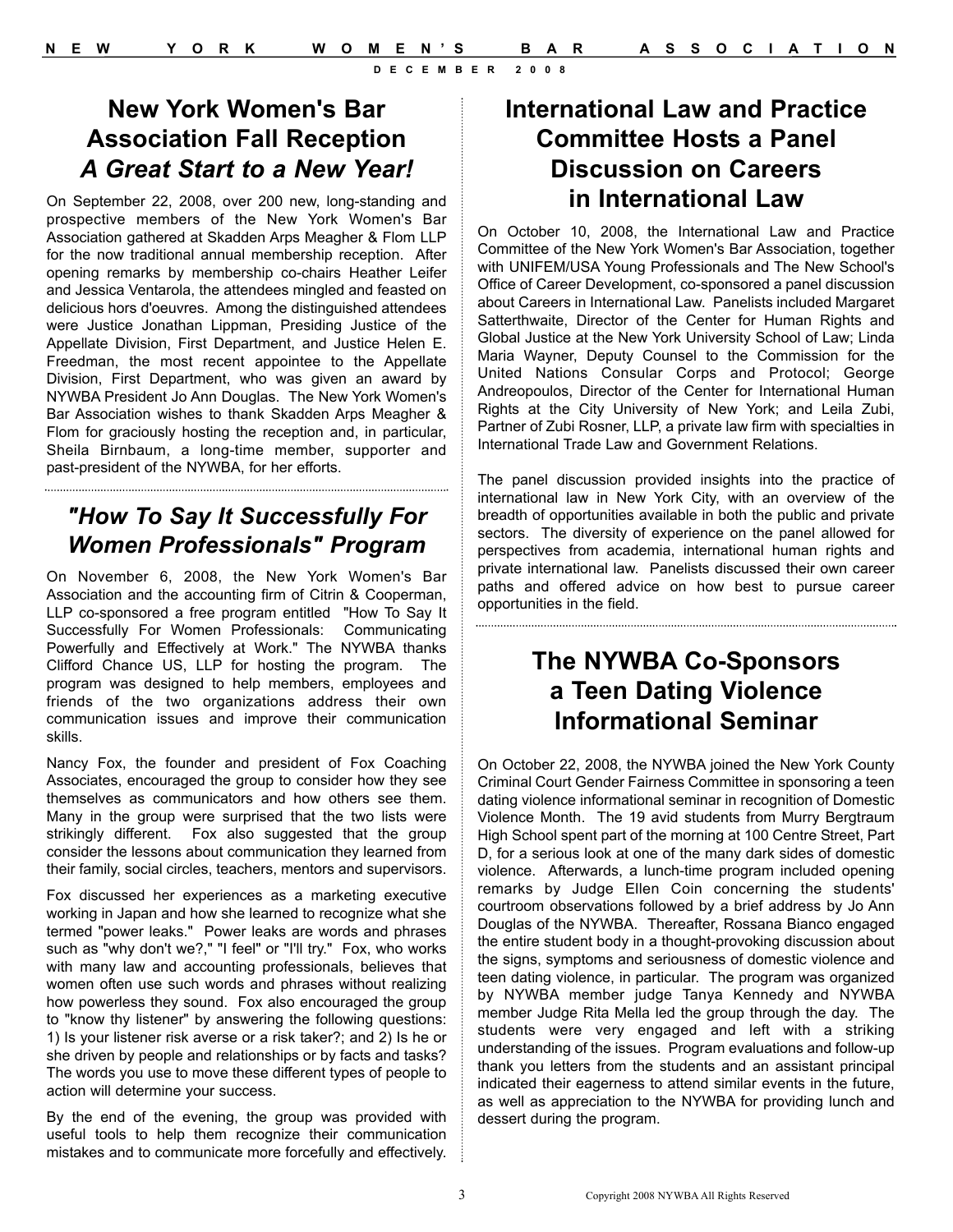# New York Women's Bar Association Fall Reception *A Great Start to a New Year!*

On September 22, 2008, over 200 new, long-standing and prospective members of the New York Women's Bar Association gathered at Skadden Arps Meagher & Flom LLP for the now traditional annual membership reception. After opening remarks by membership co-chairs Heather Leifer and Jessica Ventarola, the attendees mingled and feasted on delicious hors d'oeuvres. Among the distinguished attendees were Justice Jonathan Lippman, Presiding Justice of the Appellate Division, First Department, and Justice Helen E. Freedman, the most recent appointee to the Appellate Division, First Department, who was given an award by NYWBA President Jo Ann Douglas. The New York Women's Bar Association wishes to thank Skadden Arps Meagher & Flom for graciously hosting the reception and, in particular, Sheila Birnbaum, a long-time member, supporter and past-president of the NYWBA, for her efforts.

# *"How To Say It Successfully For Women Professionals" Program*

On November 6, 2008, the New York Women's Bar Association and the accounting firm of Citrin & Cooperman, LLP co-sponsored a free program entitled "How To Say It Successfully For Women Professionals: Communicating Powerfully and Effectively at Work." The NYWBA thanks Clifford Chance US, LLP for hosting the program. The program was designed to help members, employees and friends of the two organizations address their own communication issues and improve their communication skills.

Nancy Fox, the founder and president of Fox Coaching Associates, encouraged the group to consider how they see themselves as communicators and how others see them. Many in the group were surprised that the two lists were strikingly different. Fox also suggested that the group consider the lessons about communication they learned from their family, social circles, teachers, mentors and supervisors.

Fox discussed her experiences as a marketing executive working in Japan and how she learned to recognize what she termed "power leaks." Power leaks are words and phrases such as "why don't we?," "I feel" or "I'll try." Fox, who works with many law and accounting professionals, believes that women often use such words and phrases without realizing how powerless they sound. Fox also encouraged the group to "know thy listener" by answering the following questions: 1) Is your listener risk averse or a risk taker?; and 2) Is he or she driven by people and relationships or by facts and tasks? The words you use to move these different types of people to action will determine your success.

By the end of the evening, the group was provided with useful tools to help them recognize their communication mistakes and to communicate more forcefully and effectively.

# International Law and Practice Committee Hosts a Panel Discussion on Careers in International Law

On October 10, 2008, the International Law and Practice Committee of the New York Women's Bar Association, together with UNIFEM/USA Young Professionals and The New School's Office of Career Development, co-sponsored a panel discussion about Careers in International Law. Panelists included Margaret Satterthwaite, Director of the Center for Human Rights and Global Justice at the New York University School of Law; Linda Maria Wayner, Deputy Counsel to the Commission for the United Nations Consular Corps and Protocol; George Andreopoulos, Director of the Center for International Human Rights at the City University of New York; and Leila Zubi, Partner of Zubi Rosner, LLP, a private law firm with specialties in International Trade Law and Government Relations.

The panel discussion provided insights into the practice of international law in New York City, with an overview of the breadth of opportunities available in both the public and private sectors. The diversity of experience on the panel allowed for perspectives from academia, international human rights and private international law. Panelists discussed their own career paths and offered advice on how best to pursue career opportunities in the field.

# The NYWBA Co-Sponsors a Teen Dating Violence Informational Seminar

On October 22, 2008, the NYWBA joined the New York County Criminal Court Gender Fairness Committee in sponsoring a teen dating violence informational seminar in recognition of Domestic Violence Month. The 19 avid students from Murry Bergtraum High School spent part of the morning at 100 Centre Street, Part D, for a serious look at one of the many dark sides of domestic violence. Afterwards, a lunch-time program included opening remarks by Judge Ellen Coin concerning the students' courtroom observations followed by a brief address by Jo Ann Douglas of the NYWBA. Thereafter, Rossana Bianco engaged the entire student body in a thought-provoking discussion about the signs, symptoms and seriousness of domestic violence and teen dating violence, in particular. The program was organized by NYWBA member judge Tanya Kennedy and NYWBA member Judge Rita Mella led the group through the day. The students were very engaged and left with a striking understanding of the issues. Program evaluations and follow-up thank you letters from the students and an assistant principal indicated their eagerness to attend similar events in the future, as well as appreciation to the NYWBA for providing lunch and dessert during the program.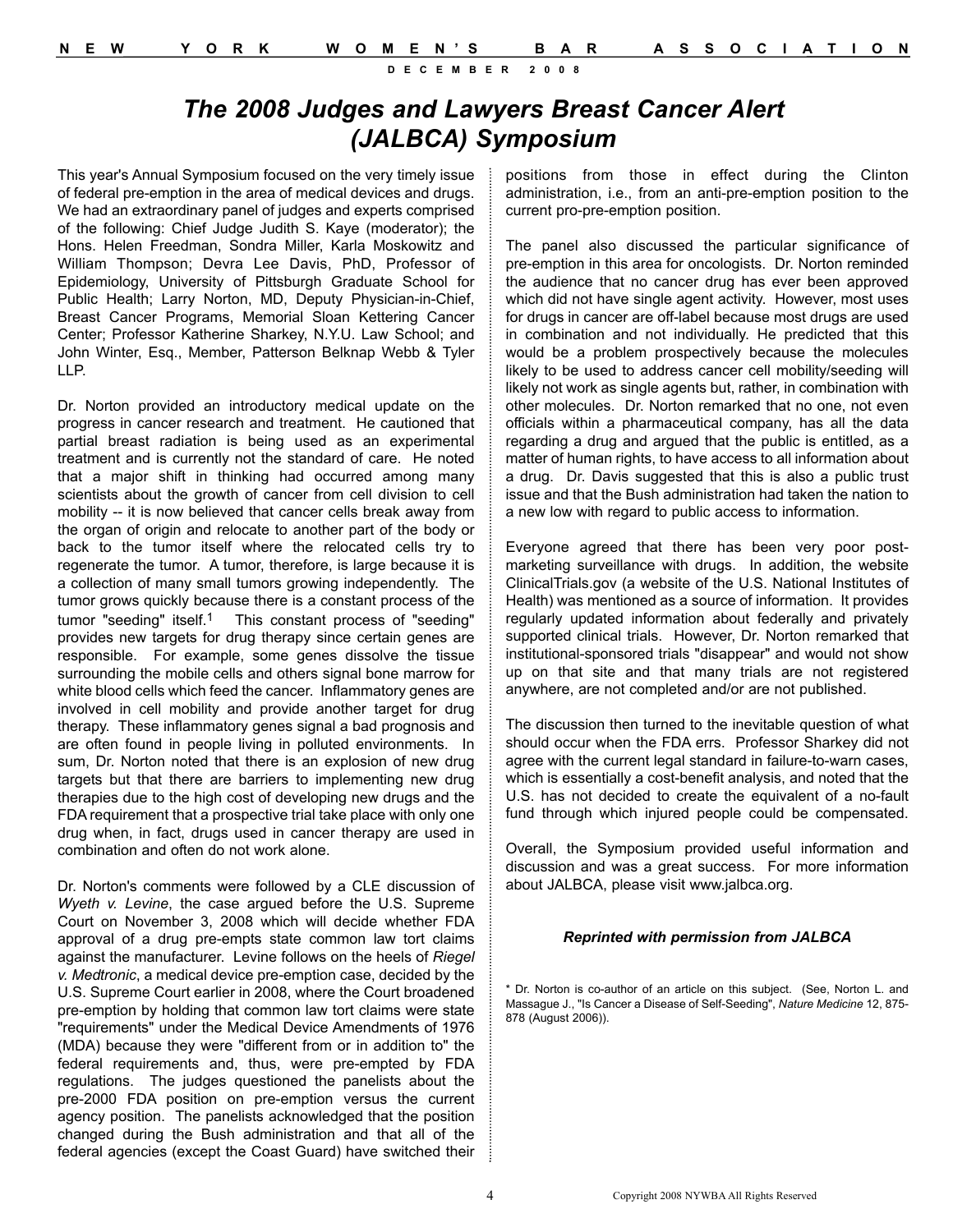# The 2008 Judges and Lawyers Breast Cancer Alert (JALBCA) Symposium

This year's Annual Symposium focused on the very timely issue of federal pre-emption in the area of medical devices and drugs. We had an extraordinary panel of judges and experts comprised of the following: Chief Judge Judith S. Kaye (moderator); the Hons. Helen Freedman, Sondra Miller, Karla Moskowitz and William Thompson; Devra Lee Davis, PhD, Professor of Epidemiology, University of Pittsburgh Graduate School for Public Health; Larry Norton, MD, Deputy Physician-in-Chief, Breast Cancer Programs, Memorial Sloan Kettering Cancer Center; Professor Katherine Sharkey, N.Y.U. Law School; and John Winter, Esq., Member, Patterson Belknap Webb & Tyler LLP.

Dr. Norton provided an introductory medical update on the progress in cancer research and treatment. He cautioned that partial breast radiation is being used as an experimental treatment and is currently not the standard of care. He noted that a major shift in thinking had occurred among many scientists about the growth of cancer from cell division to cell mobility -- it is now believed that cancer cells break away from the organ of origin and relocate to another part of the body or back to the tumor itself where the relocated cells try to regenerate the tumor. A tumor, therefore, is large because it is a collection of many small tumors growing independently. The tumor grows quickly because there is a constant process of the tumor "seeding" itself.[1] This constant process of "seeding" provides new targets for drug therapy since certain genes are responsible. For example, some genes dissolve the tissue surrounding the mobile cells and others signal bone marrow for white blood cells which feed the cancer. Inflammatory genes are involved in cell mobility and provide another target for drug therapy. These inflammatory genes signal a bad prognosis and are often found in people living in polluted environments. In sum, Dr. Norton noted that there is an explosion of new drug targets but that there are barriers to implementing new drug therapies due to the high cost of developing new drugs and the FDA requirement that a prospective trial take place with only one drug when, in fact, drugs used in cancer therapy are used in combination and often do not work alone.

Dr. Norton's comments were followed by a CLE discussion of *Wyeth v. Levine*, the case argued before the U.S. Supreme Court on November 3, 2008 which will decide whether FDA approval of a drug pre-empts state common law tort claims against the manufacturer. Levine follows on the heels of *Riegel v. Medtronic*, a medical device pre-emption case, decided by the U.S. Supreme Court earlier in 2008, where the Court broadened pre-emption by holding that common law tort claims were state "requirements" under the Medical Device Amendments of 1976 (MDA) because they were "different from or in addition to" the federal requirements and, thus, were pre-empted by FDA regulations. The judges questioned the panelists about the pre-2000 FDA position on pre-emption versus the current agency position. The panelists acknowledged that the position changed during the Bush administration and that all of the federal agencies (except the Coast Guard) have switched their positions from those in effect during the Clinton administration, i.e., from an anti-pre-emption position to the current pro-pre-emption position.

The panel also discussed the particular significance of pre-emption in this area for oncologists. Dr. Norton reminded the audience that no cancer drug has ever been approved which did not have single agent activity. However, most uses for drugs in cancer are off-label because most drugs are used in combination and not individually. He predicted that this would be a problem prospectively because the molecules likely to be used to address cancer cell mobility/seeding will likely not work as single agents but, rather, in combination with other molecules. Dr. Norton remarked that no one, not even officials within a pharmaceutical company, has all the data regarding a drug and argued that the public is entitled, as a matter of human rights, to have access to all information about a drug. Dr. Davis suggested that this is also a public trust issue and that the Bush administration had taken the nation to a new low with regard to public access to information.

Everyone agreed that there has been very poor post-marketing surveillance with drugs. In addition, the website ClinicalTrials.gov (a website of the U.S. National Institutes of Health) was mentioned as a source of information. It provides regularly updated information about federally and privately supported clinical trials. However, Dr. Norton remarked that institutional-sponsored trials "disappear" and would not show up on that site and that many trials are not registered anywhere, are not completed and/or are not published.

The discussion then turned to the inevitable question of what should occur when the FDA errs. Professor Sharkey did not agree with the current legal standard in failure-to-warn cases, which is essentially a cost-benefit analysis, and noted that the U.S. has not decided to create the equivalent of a no-fault fund through which injured people could be compensated.

Overall, the Symposium provided useful information and discussion and was a great success. For more information about JALBCA, please visit www.jalbca.org.

***Reprinted with permission from JALBCA***

\* Dr. Norton is co-author of an article on this subject. (See, Norton L. and Massague J., "Is Cancer a Disease of Self-Seeding", *Nature Medicine* 12, 875-878 (August 2006)).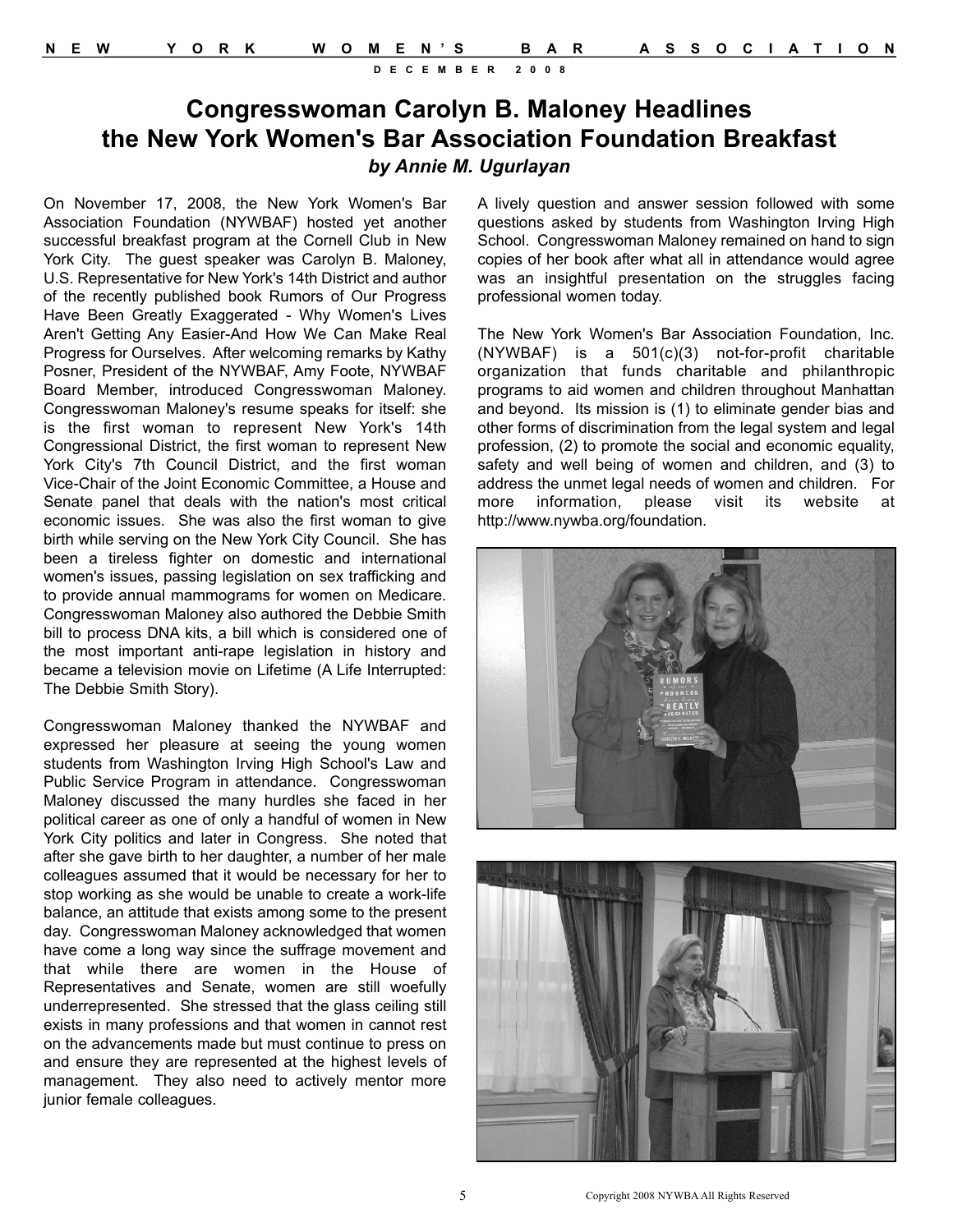# Congresswoman Carolyn B. Maloney Headlines the New York Women's Bar Association Foundation Breakfast

***by Annie M. Ugurlayan***

On November 17, 2008, the New York Women's Bar Association Foundation (NYWBAF) hosted yet another successful breakfast program at the Cornell Club in New York City. The guest speaker was Carolyn B. Maloney, U.S. Representative for New York's 14th District and author of the recently published book Rumors of Our Progress Have Been Greatly Exaggerated - Why Women's Lives Aren't Getting Any Easier-And How We Can Make Real Progress for Ourselves. After welcoming remarks by Kathy Posner, President of the NYWBAF, Amy Foote, NYWBAF Board Member, introduced Congresswoman Maloney. Congresswoman Maloney's resume speaks for itself: she is the first woman to represent New York's 14th Congressional District, the first woman to represent New York City's 7th Council District, and the first woman Vice-Chair of the Joint Economic Committee, a House and Senate panel that deals with the nation's most critical economic issues. She was also the first woman to give birth while serving on the New York City Council. She has been a tireless fighter on domestic and international women's issues, passing legislation on sex trafficking and to provide annual mammograms for women on Medicare. Congresswoman Maloney also authored the Debbie Smith bill to process DNA kits, a bill which is considered one of the most important anti-rape legislation in history and became a television movie on Lifetime (A Life Interrupted: The Debbie Smith Story).

Congresswoman Maloney thanked the NYWBAF and expressed her pleasure at seeing the young women students from Washington Irving High School's Law and Public Service Program in attendance. Congresswoman Maloney discussed the many hurdles she faced in her political career as one of only a handful of women in New York City politics and later in Congress. She noted that after she gave birth to her daughter, a number of her male colleagues assumed that it would be necessary for her to stop working as she would be unable to create a work-life balance, an attitude that exists among some to the present day. Congresswoman Maloney acknowledged that women have come a long way since the suffrage movement and that while there are women in the House of Representatives and Senate, women are still woefully underrepresented. She stressed that the glass ceiling still exists in many professions and that women in cannot rest on the advancements made but must continue to press on and ensure they are represented at the highest levels of management. They also need to actively mentor more junior female colleagues.

A lively question and answer session followed with some questions asked by students from Washington Irving High School. Congresswoman Maloney remained on hand to sign copies of her book after what all in attendance would agree was an insightful presentation on the struggles facing professional women today.

The New York Women's Bar Association Foundation, Inc. (NYWBAF) is a 501(c)(3) not-for-profit charitable organization that funds charitable and philanthropic programs to aid women and children throughout Manhattan and beyond. Its mission is (1) to eliminate gender bias and other forms of discrimination from the legal system and legal profession, (2) to promote the social and economic equality, safety and well being of women and children, and (3) to address the unmet legal needs of women and children. For more information, please visit its website at http://www.nywba.org/foundation.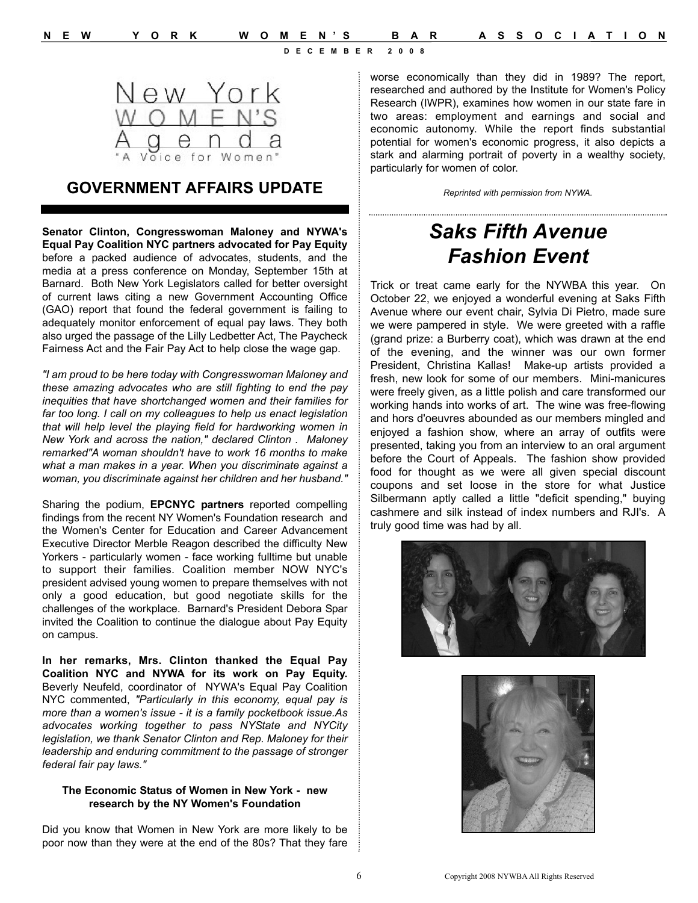New York WOMEN'S Agenda

"A Voice for Women"

## GOVERNMENT AFFAIRS UPDATE

**Senator Clinton, Congresswoman Maloney and NYWA's Equal Pay Coalition NYC partners advocated for Pay Equity** before a packed audience of advocates, students, and the media at a press conference on Monday, September 15th at Barnard. Both New York Legislators called for better oversight of current laws citing a new Government Accounting Office (GAO) report that found the federal government is failing to adequately monitor enforcement of equal pay laws. They both also urged the passage of the Lilly Ledbetter Act, The Paycheck Fairness Act and the Fair Pay Act to help close the wage gap.

*"I am proud to be here today with Congresswoman Maloney and these amazing advocates who are still fighting to end the pay inequities that have shortchanged women and their families for far too long. I call on my colleagues to help us enact legislation that will help level the playing field for hardworking women in New York and across the nation," declared Clinton . Maloney remarked"A woman shouldn't have to work 16 months to make what a man makes in a year. When you discriminate against a woman, you discriminate against her children and her husband."*

Sharing the podium, **EPCNYC partners** reported compelling findings from the recent NY Women's Foundation research and the Women's Center for Education and Career Advancement Executive Director Merble Reagon described the difficulty New Yorkers - particularly women - face working fulltime but unable to support their families. Coalition member NOW NYC's president advised young women to prepare themselves with not only a good education, but good negotiate skills for the challenges of the workplace. Barnard's President Debora Spar invited the Coalition to continue the dialogue about Pay Equity on campus.

**In her remarks, Mrs. Clinton thanked the Equal Pay Coalition NYC and NYWA for its work on Pay Equity.** Beverly Neufeld, coordinator of NYWA's Equal Pay Coalition NYC commented, *"Particularly in this economy, equal pay is more than a women's issue - it is a family pocketbook issue.As advocates working together to pass NYState and NYCity legislation, we thank Senator Clinton and Rep. Maloney for their leadership and enduring commitment to the passage of stronger federal fair pay laws."*

### The Economic Status of Women in New York - new research by the NY Women's Foundation

Did you know that Women in New York are more likely to be poor now than they were at the end of the 80s? That they fare worse economically than they did in 1989? The report, researched and authored by the Institute for Women's Policy Research (IWPR), examines how women in our state fare in two areas: employment and earnings and social and economic autonomy. While the report finds substantial potential for women's economic progress, it also depicts a stark and alarming portrait of poverty in a wealthy society, particularly for women of color.

*Reprinted with permission from NYWA.*

## *Saks Fifth Avenue Fashion Event*

Trick or treat came early for the NYWBA this year. On October 22, we enjoyed a wonderful evening at Saks Fifth Avenue where our event chair, Sylvia Di Pietro, made sure we were pampered in style. We were greeted with a raffle (grand prize: a Burberry coat), which was drawn at the end of the evening, and the winner was our own former President, Christina Kallas! Make-up artists provided a fresh, new look for some of our members. Mini-manicures were freely given, as a little polish and care transformed our working hands into works of art. The wine was free-flowing and hors d'oeuvres abounded as our members mingled and enjoyed a fashion show, where an array of outfits were presented, taking you from an interview to an oral argument before the Court of Appeals. The fashion show provided food for thought as we were all given special discount coupons and set loose in the store for what Justice Silbermann aptly called a little "deficit spending," buying cashmere and silk instead of index numbers and RJI's. A truly good time was had by all.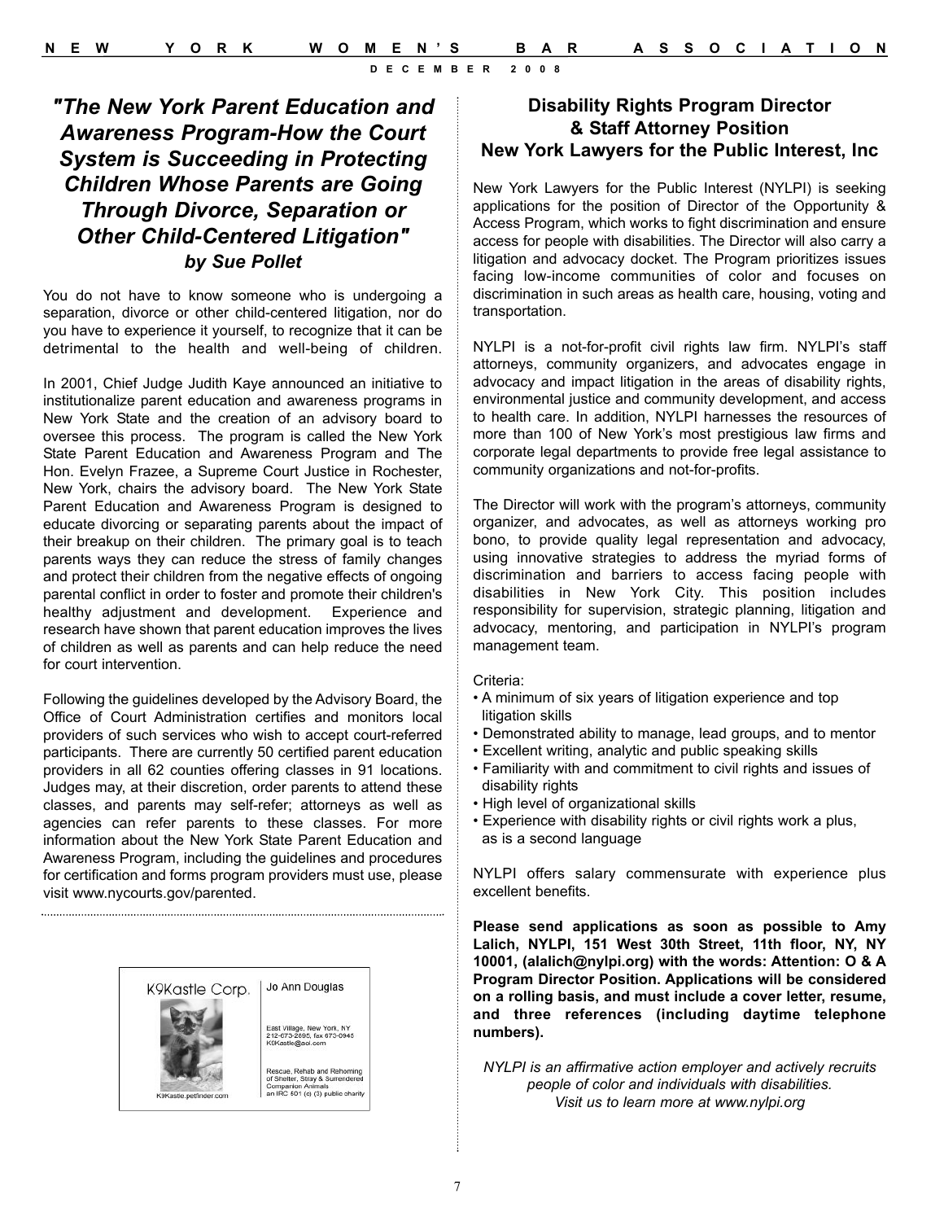## *"The New York Parent Education and Awareness Program-How the Court System is Succeeding in Protecting Children Whose Parents are Going Through Divorce, Separation or Other Child-Centered Litigation"*

***by Sue Pollet***

You do not have to know someone who is undergoing a separation, divorce or other child-centered litigation, nor do you have to experience it yourself, to recognize that it can be detrimental to the health and well-being of children.

In 2001, Chief Judge Judith Kaye announced an initiative to institutionalize parent education and awareness programs in New York State and the creation of an advisory board to oversee this process. The program is called the New York State Parent Education and Awareness Program and The Hon. Evelyn Frazee, a Supreme Court Justice in Rochester, New York, chairs the advisory board. The New York State Parent Education and Awareness Program is designed to educate divorcing or separating parents about the impact of their breakup on their children. The primary goal is to teach parents ways they can reduce the stress of family changes and protect their children from the negative effects of ongoing parental conflict in order to foster and promote their children's healthy adjustment and development. Experience and research have shown that parent education improves the lives of children as well as parents and can help reduce the need for court intervention.

Following the guidelines developed by the Advisory Board, the Office of Court Administration certifies and monitors local providers of such services who wish to accept court-referred participants. There are currently 50 certified parent education providers in all 62 counties offering classes in 91 locations. Judges may, at their discretion, order parents to attend these classes, and parents may self-refer; attorneys as well as agencies can refer parents to these classes. For more information about the New York State Parent Education and Awareness Program, including the guidelines and procedures for certification and forms program providers must use, please visit www.nycourts.gov/parented.

---

K9Kastle Corp.

Jo Ann Douglas

East Village, New York, NY
212-673-2695, fax 673-0945
K9Kastle@aol.com

Rescue, Rehab and Rehoming of Shelter, Stray & Surrendered Companion Animals
an IRC 501 (c) (3) public charity

K9Kastle.petfinder.com

---

## Disability Rights Program Director & Staff Attorney Position New York Lawyers for the Public Interest, Inc

New York Lawyers for the Public Interest (NYLPI) is seeking applications for the position of Director of the Opportunity & Access Program, which works to fight discrimination and ensure access for people with disabilities. The Director will also carry a litigation and advocacy docket. The Program prioritizes issues facing low-income communities of color and focuses on discrimination in such areas as health care, housing, voting and transportation.

NYLPI is a not-for-profit civil rights law firm. NYLPI's staff attorneys, community organizers, and advocates engage in advocacy and impact litigation in the areas of disability rights, environmental justice and community development, and access to health care. In addition, NYLPI harnesses the resources of more than 100 of New York's most prestigious law firms and corporate legal departments to provide free legal assistance to community organizations and not-for-profits.

The Director will work with the program's attorneys, community organizer, and advocates, as well as attorneys working pro bono, to provide quality legal representation and advocacy, using innovative strategies to address the myriad forms of discrimination and barriers to access facing people with disabilities in New York City. This position includes responsibility for supervision, strategic planning, litigation and advocacy, mentoring, and participation in NYLPI's program management team.

Criteria:

- A minimum of six years of litigation experience and top litigation skills
- Demonstrated ability to manage, lead groups, and to mentor
- Excellent writing, analytic and public speaking skills
- Familiarity with and commitment to civil rights and issues of disability rights
- High level of organizational skills
- Experience with disability rights or civil rights work a plus, as is a second language

NYLPI offers salary commensurate with experience plus excellent benefits.

**Please send applications as soon as possible to Amy Lalich, NYLPI, 151 West 30th Street, 11th floor, NY, NY 10001, (alalich@nylpi.org) with the words: Attention: O & A Program Director Position. Applications will be considered on a rolling basis, and must include a cover letter, resume, and three references (including daytime telephone numbers).**

*NYLPI is an affirmative action employer and actively recruits people of color and individuals with disabilities. Visit us to learn more at www.nylpi.org*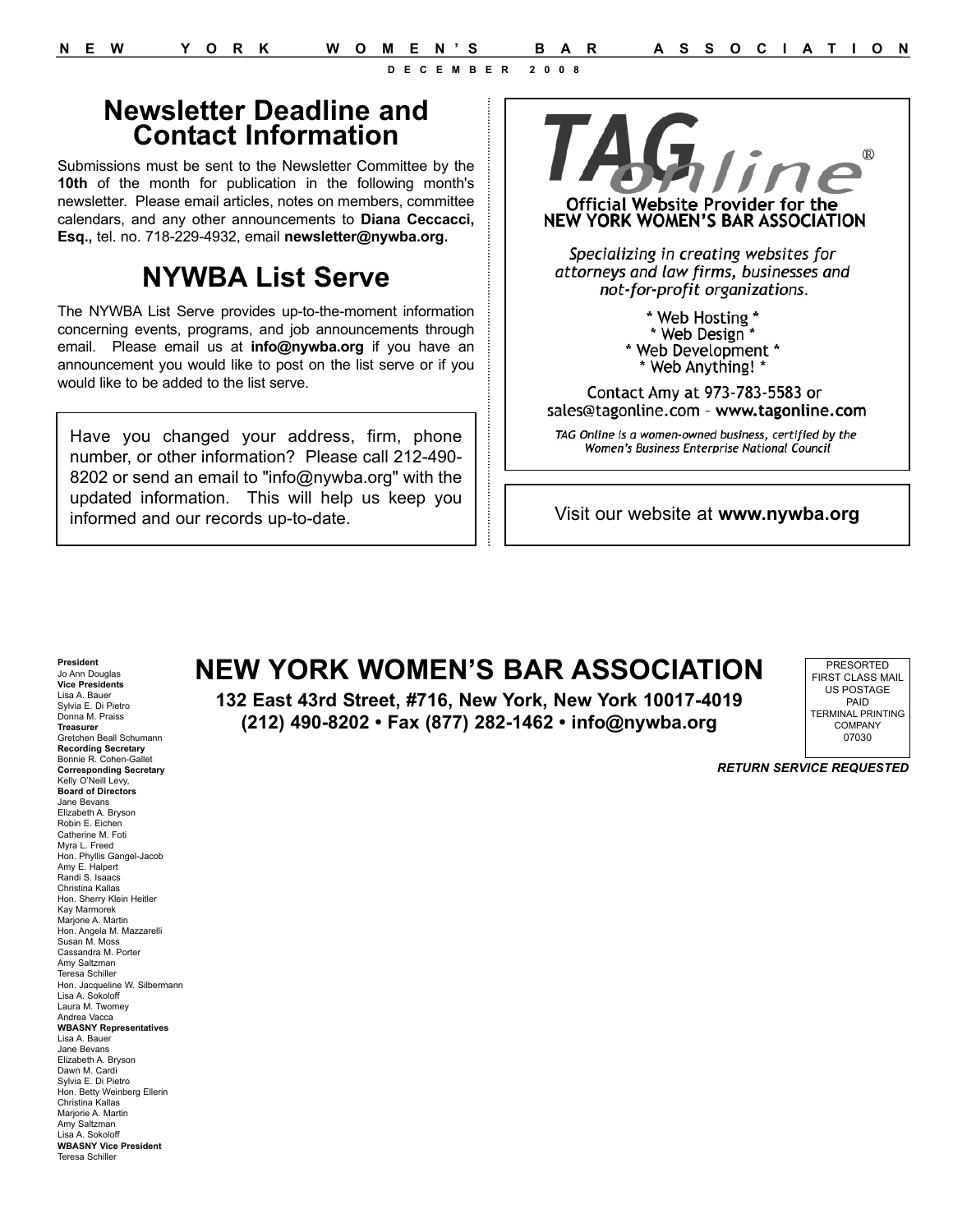## Newsletter Deadline and Contact Information

Submissions must be sent to the Newsletter Committee by the **10th** of the month for publication in the following month's newsletter. Please email articles, notes on members, committee calendars, and any other announcements to **Diana Ceccacci, Esq.,** tel. no. 718-229-4932, email **newsletter@nywba.org.**

## NYWBA List Serve

The NYWBA List Serve provides up-to-the-moment information concerning events, programs, and job announcements through email. Please email us at **info@nywba.org** if you have an announcement you would like to post on the list serve or if you would like to be added to the list serve.

Have you changed your address, firm, phone number, or other information? Please call 212-490-8202 or send an email to "info@nywba.org" with the updated information. This will help us keep you informed and our records up-to-date.

**TAG online**®

**Official Website Provider for the NEW YORK WOMEN'S BAR ASSOCIATION**

*Specializing in creating websites for attorneys and law firms, businesses and not-for-profit organizations.*

* Web Hosting *
* Web Design *
* Web Development *
* Web Anything! *

Contact Amy at 973-783-5583 or sales@tagonline.com - **www.tagonline.com**

*TAG Online is a women-owned business, certified by the Women's Business Enterprise National Council*

Visit our website at **www.nywba.org**

**President**
Jo Ann Douglas
**Vice Presidents**
Lisa A. Bauer
Sylvia E. Di Pietro
Donna M. Praiss
**Treasurer**
Gretchen Beall Schumann
**Recording Secretary**
Bonnie R. Cohen-Gallet
**Corresponding Secretary**
Kelly O'Neill Levy,
**Board of Directors**
Jane Bevans
Elizabeth A. Bryson
Robin E. Eichen
Catherine M. Foti
Myra L. Freed
Hon. Phyllis Gangel-Jacob
Amy E. Halpert
Randi S. Isaacs
Christina Kallas
Hon. Sherry Klein Heitler
Kay Marmorek
Marjorie A. Martin
Hon. Angela M. Mazzarelli
Susan M. Moss
Cassandra M. Porter
Amy Saltzman
Teresa Schiller
Hon. Jacqueline W. Silbermann
Lisa A. Sokoloff
Laura M. Twomey
Andrea Vacca
**WBASNY Representatives**
Lisa A. Bauer
Jane Bevans
Elizabeth A. Bryson
Dawn M. Cardi
Sylvia E. Di Pietro
Hon. Betty Weinberg Ellerin
Christina Kallas
Marjorie A. Martin
Amy Saltzman
Lisa A. Sokoloff
**WBASNY Vice President**
Teresa Schiller

## NEW YORK WOMEN'S BAR ASSOCIATION

**132 East 43rd Street, #716, New York, New York 10017-4019**
**(212) 490-8202 • Fax (877) 282-1462 • info@nywba.org**

PRESORTED
FIRST CLASS MAIL
US POSTAGE
PAID
TERMINAL PRINTING
COMPANY
07030

***RETURN SERVICE REQUESTED***